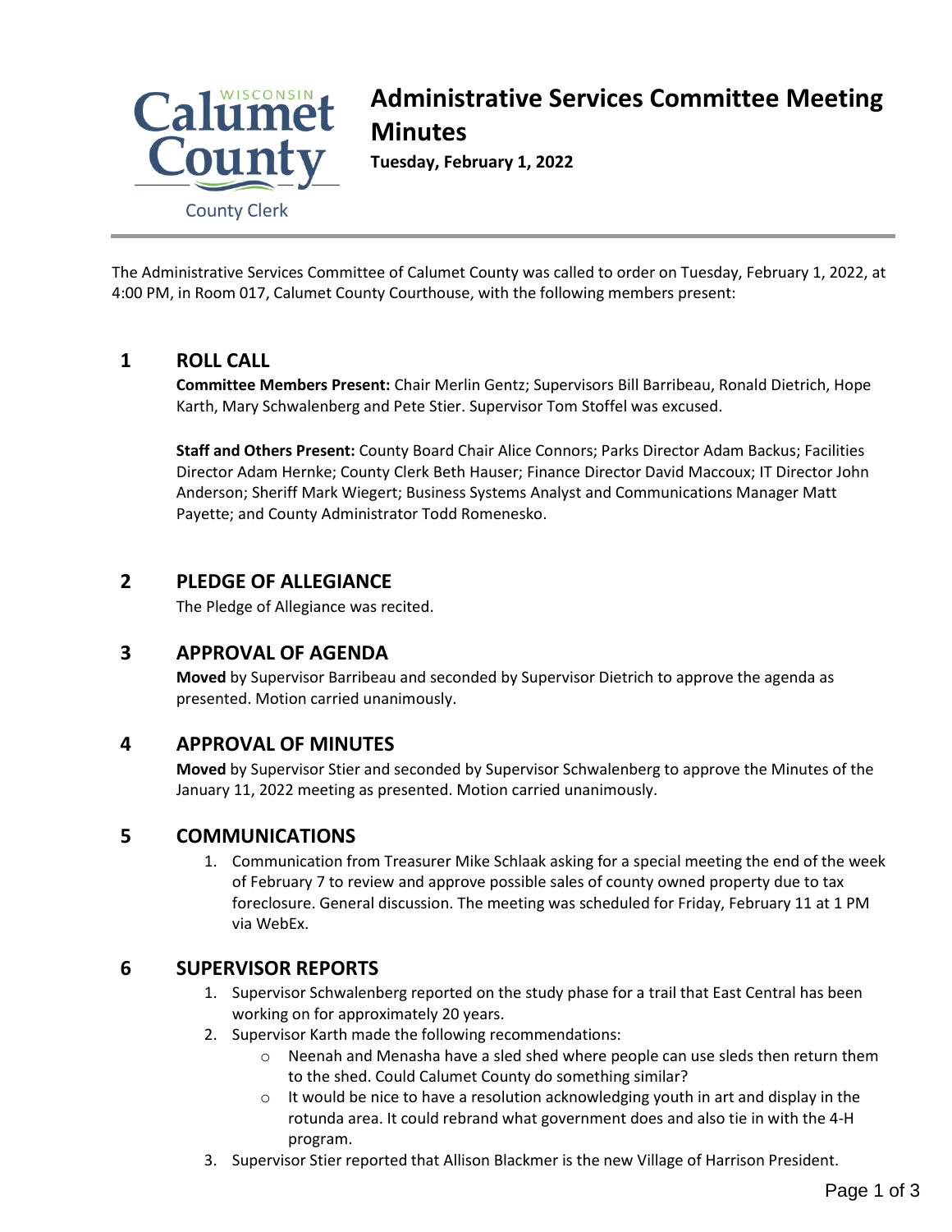Calumet County — County Clerk

# Administrative Services Committee Meeting Minutes

**Tuesday, February 1, 2022**

The Administrative Services Committee of Calumet County was called to order on Tuesday, February 1, 2022, at 4:00 PM, in Room 017, Calumet County Courthouse, with the following members present:

## 1 ROLL CALL

**Committee Members Present:** Chair Merlin Gentz; Supervisors Bill Barribeau, Ronald Dietrich, Hope Karth, Mary Schwalenberg and Pete Stier. Supervisor Tom Stoffel was excused.

**Staff and Others Present:** County Board Chair Alice Connors; Parks Director Adam Backus; Facilities Director Adam Hernke; County Clerk Beth Hauser; Finance Director David Maccoux; IT Director John Anderson; Sheriff Mark Wiegert; Business Systems Analyst and Communications Manager Matt Payette; and County Administrator Todd Romenesko.

## 2 PLEDGE OF ALLEGIANCE

The Pledge of Allegiance was recited.

## 3 APPROVAL OF AGENDA

**Moved** by Supervisor Barribeau and seconded by Supervisor Dietrich to approve the agenda as presented. Motion carried unanimously.

## 4 APPROVAL OF MINUTES

**Moved** by Supervisor Stier and seconded by Supervisor Schwalenberg to approve the Minutes of the January 11, 2022 meeting as presented. Motion carried unanimously.

## 5 COMMUNICATIONS

1. Communication from Treasurer Mike Schlaak asking for a special meeting the end of the week of February 7 to review and approve possible sales of county owned property due to tax foreclosure. General discussion. The meeting was scheduled for Friday, February 11 at 1 PM via WebEx.

## 6 SUPERVISOR REPORTS

1. Supervisor Schwalenberg reported on the study phase for a trail that East Central has been working on for approximately 20 years.
2. Supervisor Karth made the following recommendations:
   - Neenah and Menasha have a sled shed where people can use sleds then return them to the shed. Could Calumet County do something similar?
   - It would be nice to have a resolution acknowledging youth in art and display in the rotunda area. It could rebrand what government does and also tie in with the 4-H program.
3. Supervisor Stier reported that Allison Blackmer is the new Village of Harrison President.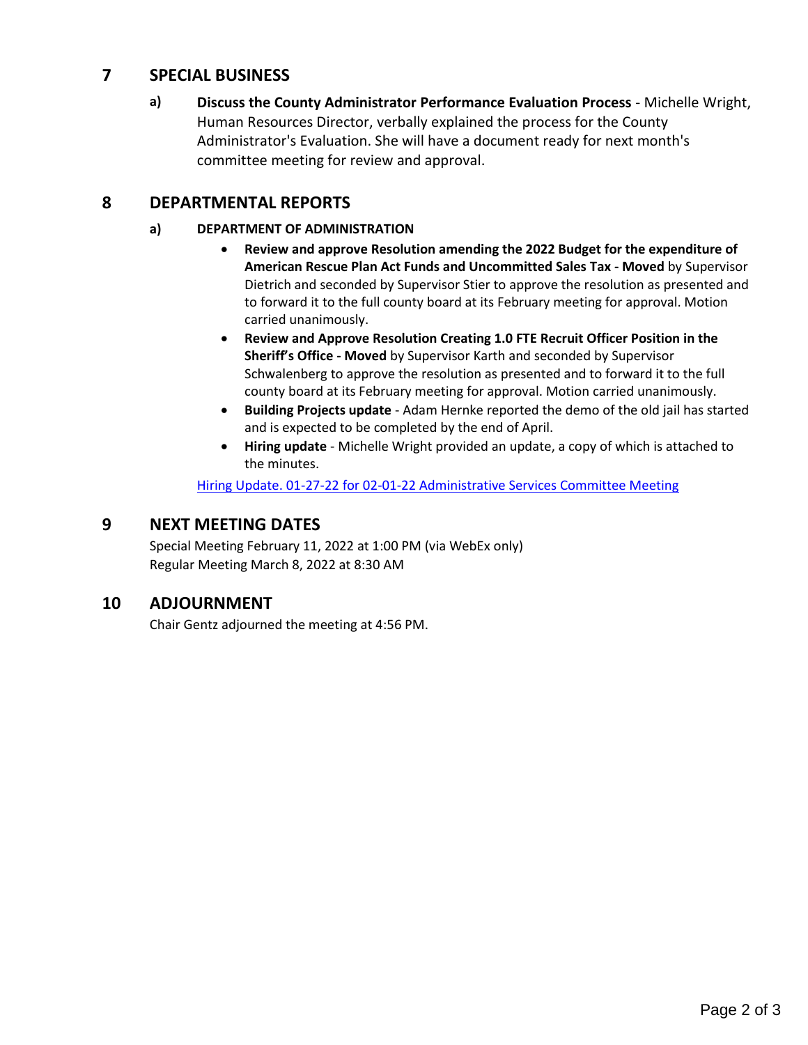## 7 SPECIAL BUSINESS

**a)** **Discuss the County Administrator Performance Evaluation Process** - Michelle Wright, Human Resources Director, verbally explained the process for the County Administrator's Evaluation. She will have a document ready for next month's committee meeting for review and approval.

## 8 DEPARTMENTAL REPORTS

**a)** **DEPARTMENT OF ADMINISTRATION**

- **Review and approve Resolution amending the 2022 Budget for the expenditure of American Rescue Plan Act Funds and Uncommitted Sales Tax - Moved** by Supervisor Dietrich and seconded by Supervisor Stier to approve the resolution as presented and to forward it to the full county board at its February meeting for approval. Motion carried unanimously.
- **Review and Approve Resolution Creating 1.0 FTE Recruit Officer Position in the Sheriff's Office - Moved** by Supervisor Karth and seconded by Supervisor Schwalenberg to approve the resolution as presented and to forward it to the full county board at its February meeting for approval. Motion carried unanimously.
- **Building Projects update** - Adam Hernke reported the demo of the old jail has started and is expected to be completed by the end of April.
- **Hiring update** - Michelle Wright provided an update, a copy of which is attached to the minutes.

Hiring Update. 01-27-22 for 02-01-22 Administrative Services Committee Meeting

## 9 NEXT MEETING DATES

Special Meeting February 11, 2022 at 1:00 PM (via WebEx only)
Regular Meeting March 8, 2022 at 8:30 AM

## 10 ADJOURNMENT

Chair Gentz adjourned the meeting at 4:56 PM.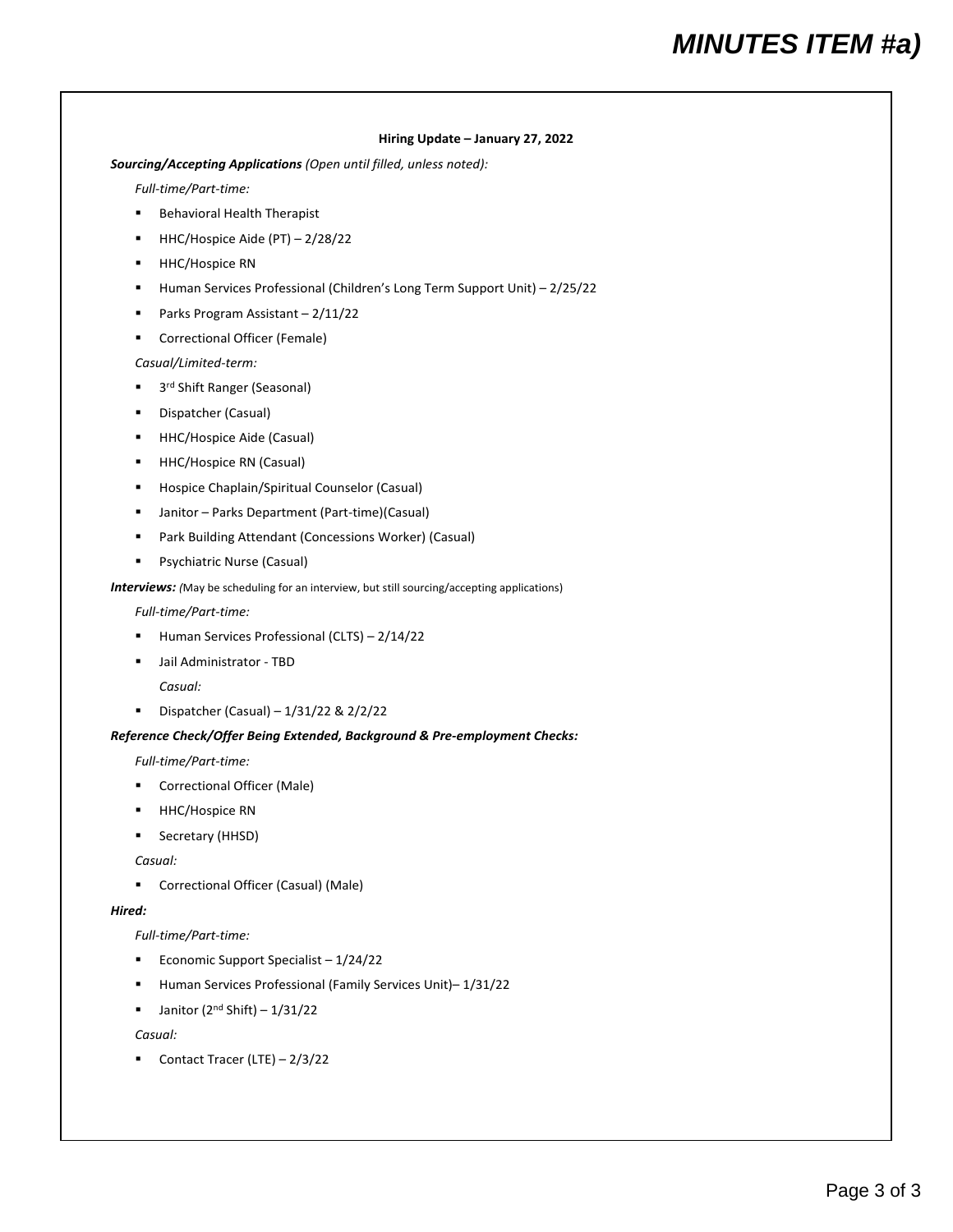# MINUTES ITEM #a)

**Hiring Update – January 27, 2022**

***Sourcing/Accepting Applications*** *(Open until filled, unless noted):*

*Full-time/Part-time:*

- Behavioral Health Therapist
- HHC/Hospice Aide (PT) – 2/28/22
- HHC/Hospice RN
- Human Services Professional (Children's Long Term Support Unit) – 2/25/22
- Parks Program Assistant – 2/11/22
- Correctional Officer (Female)

*Casual/Limited-term:*

- 3rd Shift Ranger (Seasonal)
- Dispatcher (Casual)
- HHC/Hospice Aide (Casual)
- HHC/Hospice RN (Casual)
- Hospice Chaplain/Spiritual Counselor (Casual)
- Janitor – Parks Department (Part-time)(Casual)
- Park Building Attendant (Concessions Worker) (Casual)
- Psychiatric Nurse (Casual)

***Interviews:*** *(May be scheduling for an interview, but still sourcing/accepting applications)*

*Full-time/Part-time:*

- Human Services Professional (CLTS) – 2/14/22
- Jail Administrator - TBD

*Casual:*

- Dispatcher (Casual) – 1/31/22 & 2/2/22

***Reference Check/Offer Being Extended, Background & Pre-employment Checks:***

*Full-time/Part-time:*

- Correctional Officer (Male)
- HHC/Hospice RN
- Secretary (HHSD)

*Casual:*

- Correctional Officer (Casual) (Male)

***Hired:***

*Full-time/Part-time:*

- Economic Support Specialist – 1/24/22
- Human Services Professional (Family Services Unit)– 1/31/22
- Janitor (2nd Shift) – 1/31/22

*Casual:*

- Contact Tracer (LTE) – 2/3/22